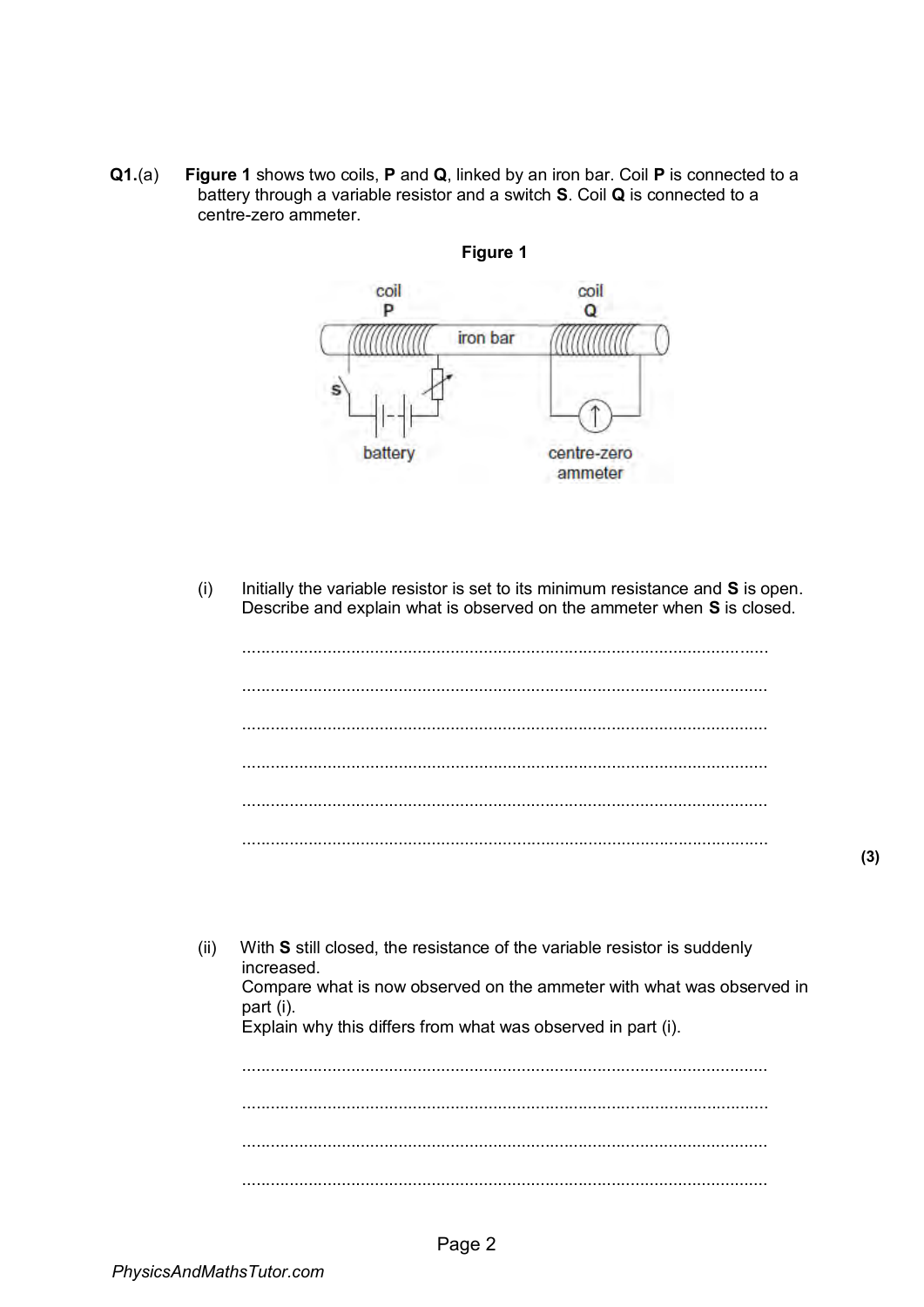**Q1.**(a) **Figure 1** shows two coils, **P** and **Q**, linked by an iron bar. Coil **P** is connected to a battery through a variable resistor and a switch **S**. Coil **Q** is connected to a centre-zero ammeter.

**Figure 1**

(i) Initially the variable resistor is set to its minimum resistance and **S** is open. Describe and explain what is observed on the ammeter when **S** is closed.

.............................................................................................................

.............................................................................................................

.............................................................................................................

.............................................................................................................

.............................................................................................................

.............................................................................................................

**(3)**

(ii) With **S** still closed, the resistance of the variable resistor is suddenly increased.
Compare what is now observed on the ammeter with what was observed in part (i).
Explain why this differs from what was observed in part (i).

.............................................................................................................

.............................................................................................................

.............................................................................................................

.............................................................................................................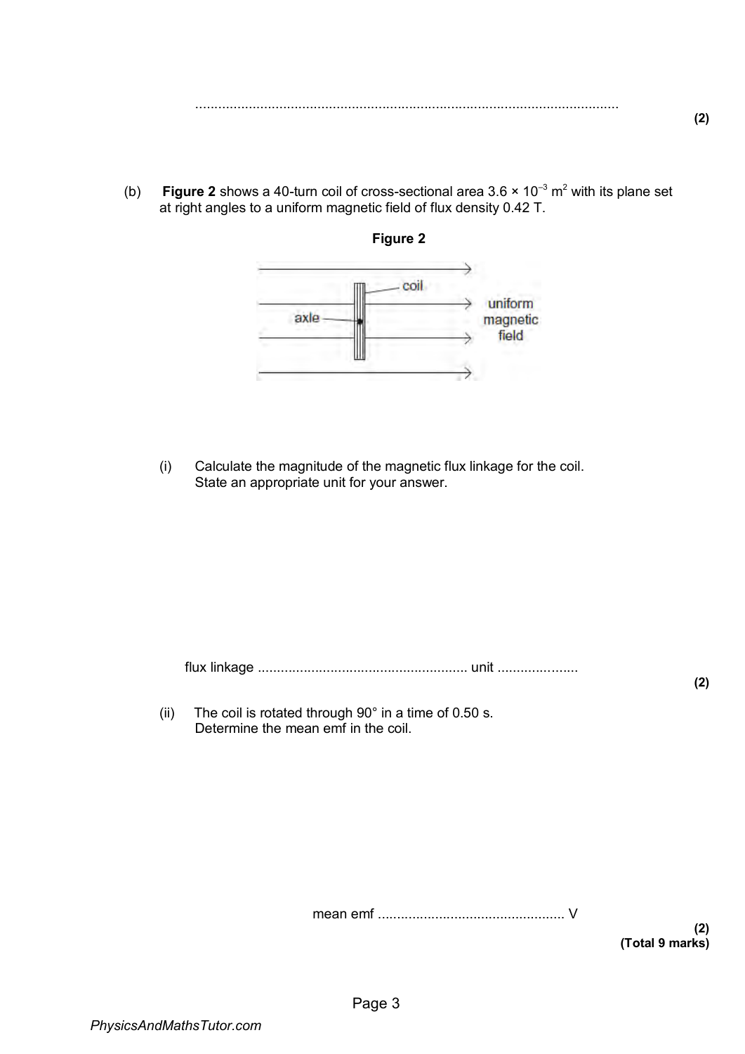..............................................................................................................

**(2)**

(b) **Figure 2** shows a 40-turn coil of cross-sectional area $3.6 \times 10^{-3}$ m$^2$ with its plane set at right angles to a uniform magnetic field of flux density 0.42 T.

**Figure 2**

(i) Calculate the magnitude of the magnetic flux linkage for the coil.
State an appropriate unit for your answer.

flux linkage ...................................................... unit ....................

**(2)**

(ii) The coil is rotated through 90° in a time of 0.50 s.
Determine the mean emf in the coil.

mean emf ................................................ V

**(2)**
**(Total 9 marks)**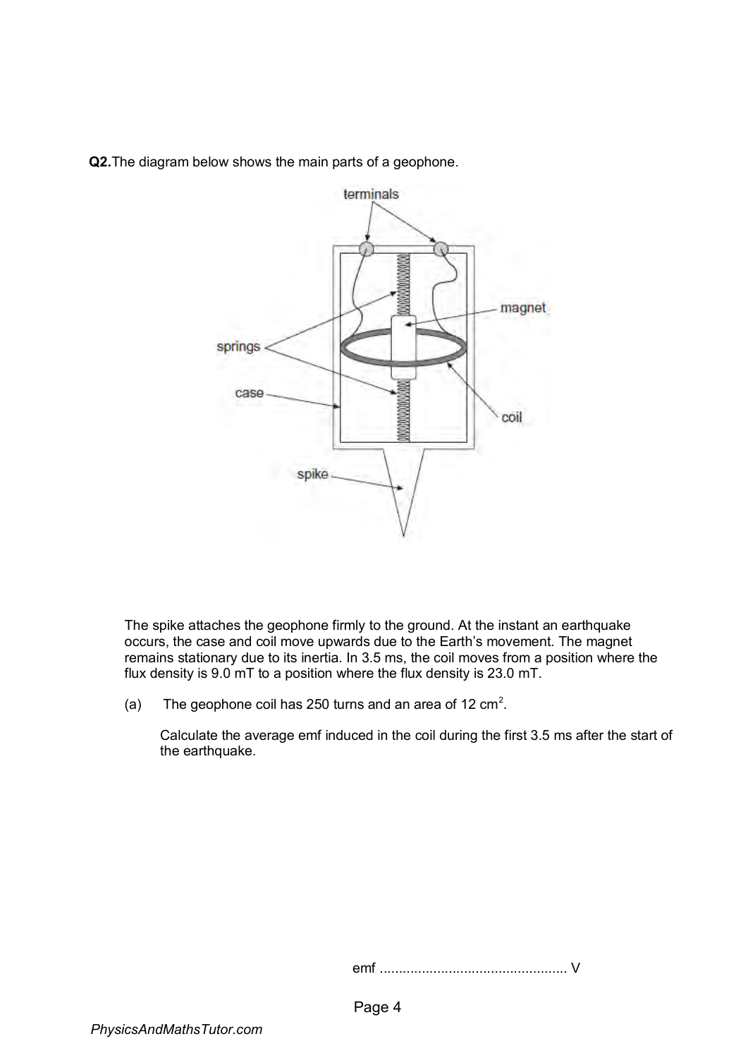**Q2.** The diagram below shows the main parts of a geophone.

The spike attaches the geophone firmly to the ground. At the instant an earthquake occurs, the case and coil move upwards due to the Earth's movement. The magnet remains stationary due to its inertia. In 3.5 ms, the coil moves from a position where the flux density is 9.0 mT to a position where the flux density is 23.0 mT.

(a) The geophone coil has 250 turns and an area of 12 $cm^2$.

Calculate the average emf induced in the coil during the first 3.5 ms after the start of the earthquake.

emf ................................................ V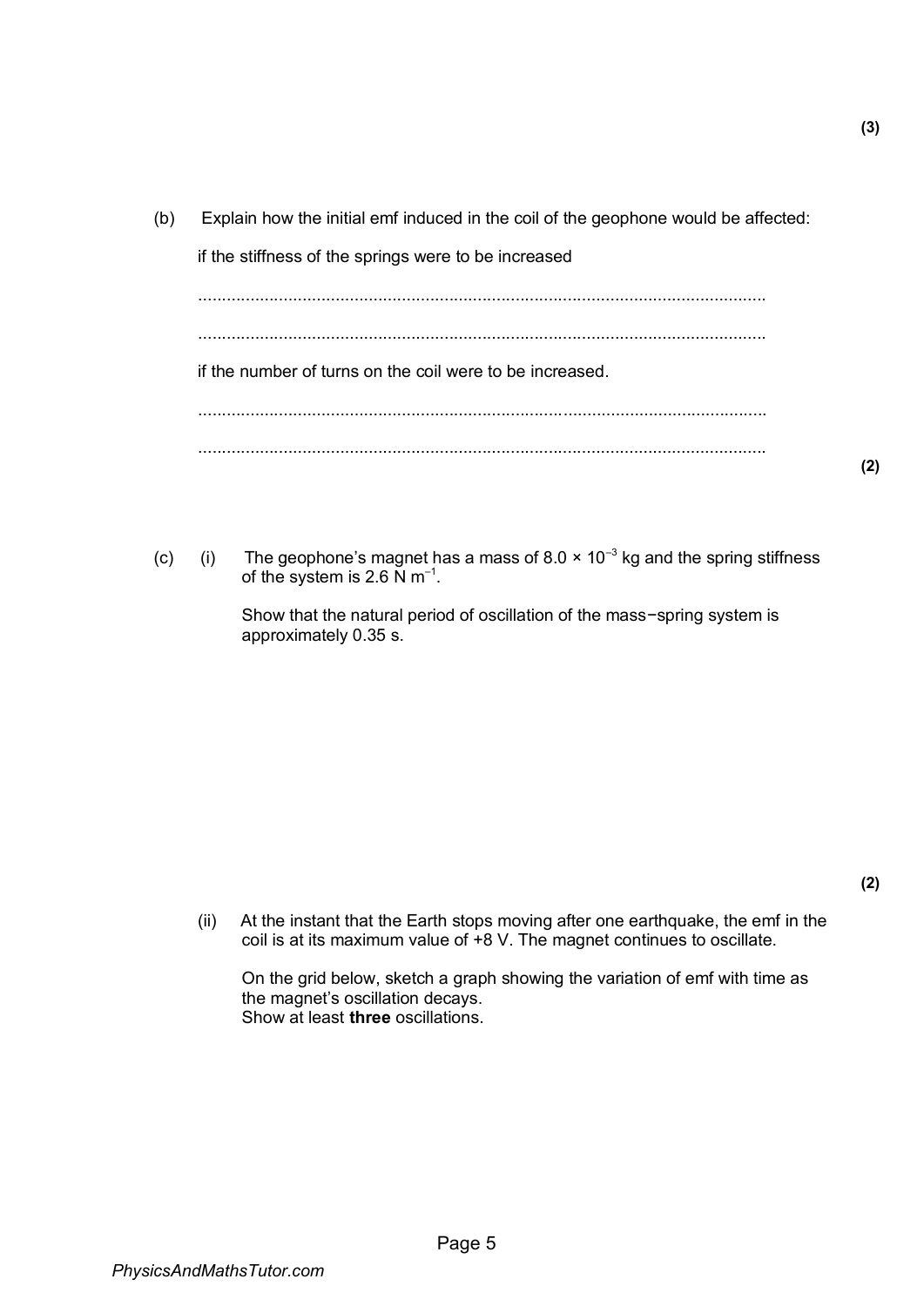**(3)**

(b) Explain how the initial emf induced in the coil of the geophone would be affected:

if the stiffness of the springs were to be increased

........................................................................................................................

........................................................................................................................

if the number of turns on the coil were to be increased.

........................................................................................................................

........................................................................................................................

**(2)**

(c) (i) The geophone's magnet has a mass of $8.0 \times 10^{-3}$ kg and the spring stiffness of the system is $2.6\ \text{N m}^{-1}$.

Show that the natural period of oscillation of the mass−spring system is approximately 0.35 s.

**(2)**

(ii) At the instant that the Earth stops moving after one earthquake, the emf in the coil is at its maximum value of +8 V. The magnet continues to oscillate.

On the grid below, sketch a graph showing the variation of emf with time as the magnet's oscillation decays.
Show at least **three** oscillations.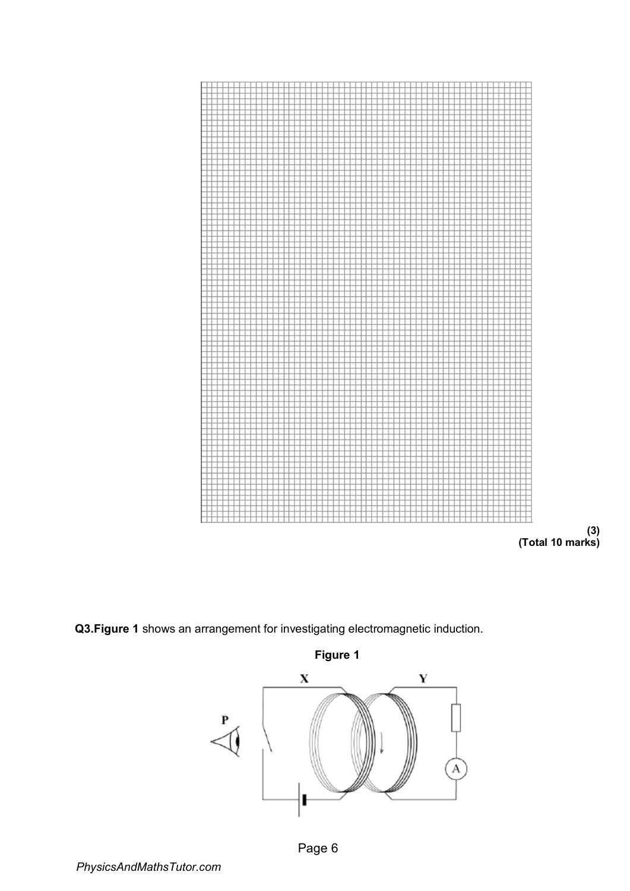**(3)**
**(Total 10 marks)**

**Q3.** **Figure 1** shows an arrangement for investigating electromagnetic induction.

**Figure 1**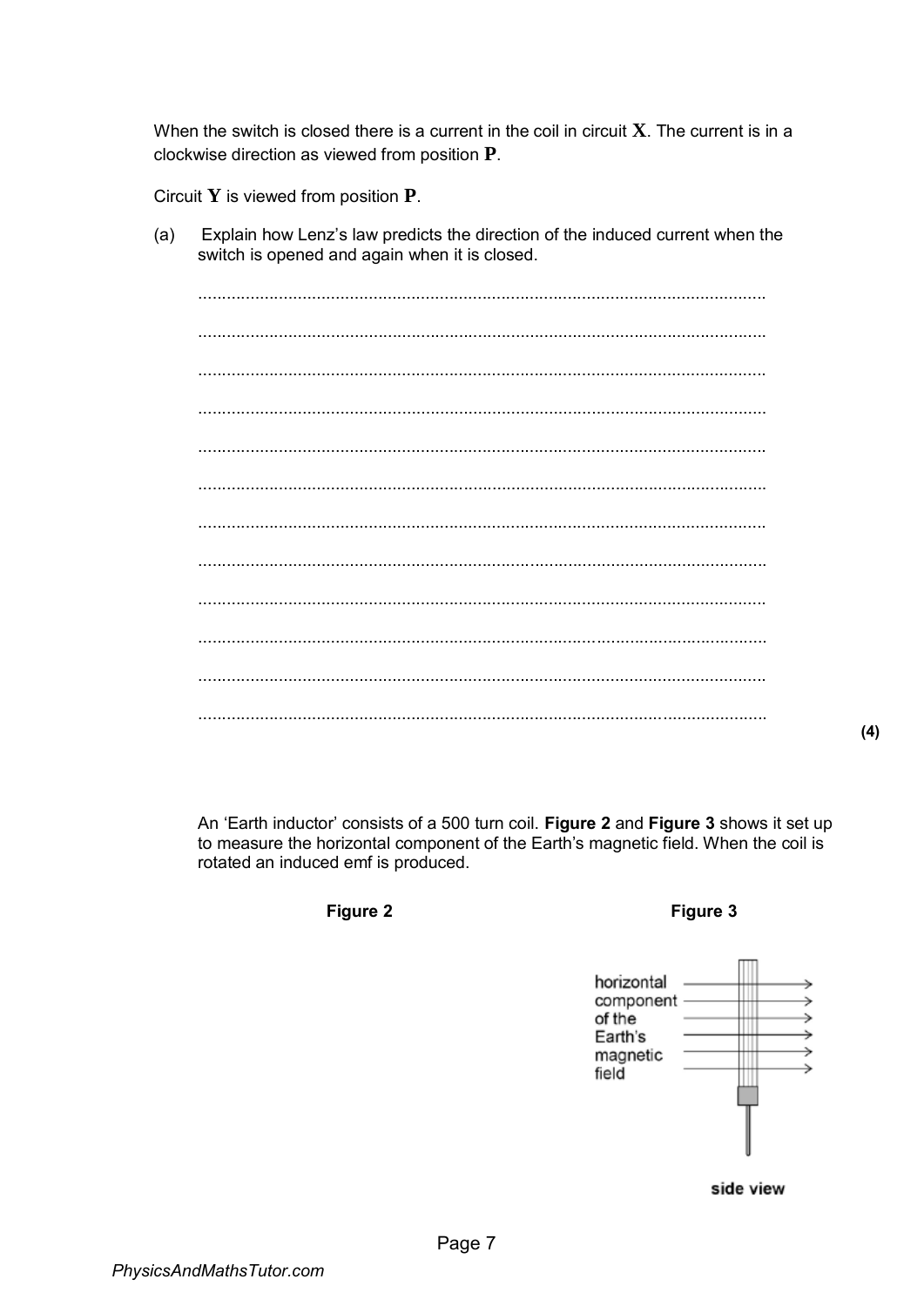When the switch is closed there is a current in the coil in circuit **X**. The current is in a clockwise direction as viewed from position **P**.

Circuit **Y** is viewed from position **P**.

(a) Explain how Lenz's law predicts the direction of the induced current when the switch is opened and again when it is closed.

.......................................................................................................................

.......................................................................................................................

.......................................................................................................................

.......................................................................................................................

.......................................................................................................................

.......................................................................................................................

.......................................................................................................................

.......................................................................................................................

.......................................................................................................................

.......................................................................................................................

.......................................................................................................................

.......................................................................................................................

**(4)**

An 'Earth inductor' consists of a 500 turn coil. **Figure 2** and **Figure 3** shows it set up to measure the horizontal component of the Earth's magnetic field. When the coil is rotated an induced emf is produced.

**Figure 2**

**Figure 3**

horizontal component of the Earth's magnetic field

side view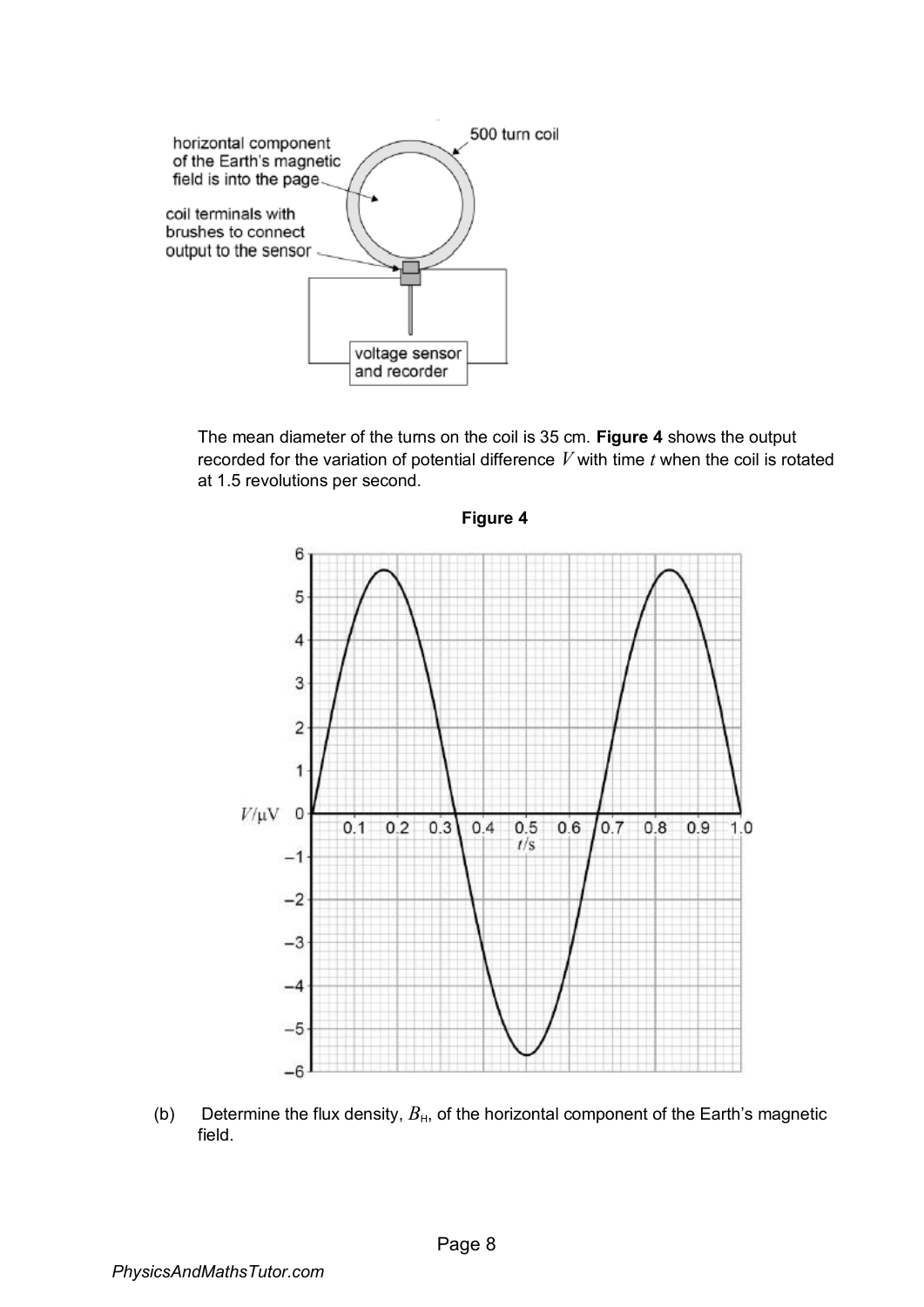The mean diameter of the turns on the coil is 35 cm. **Figure 4** shows the output recorded for the variation of potential difference $V$ with time $t$ when the coil is rotated at 1.5 revolutions per second.

**Figure 4**

(b) Determine the flux density, $B_H$, of the horizontal component of the Earth's magnetic field.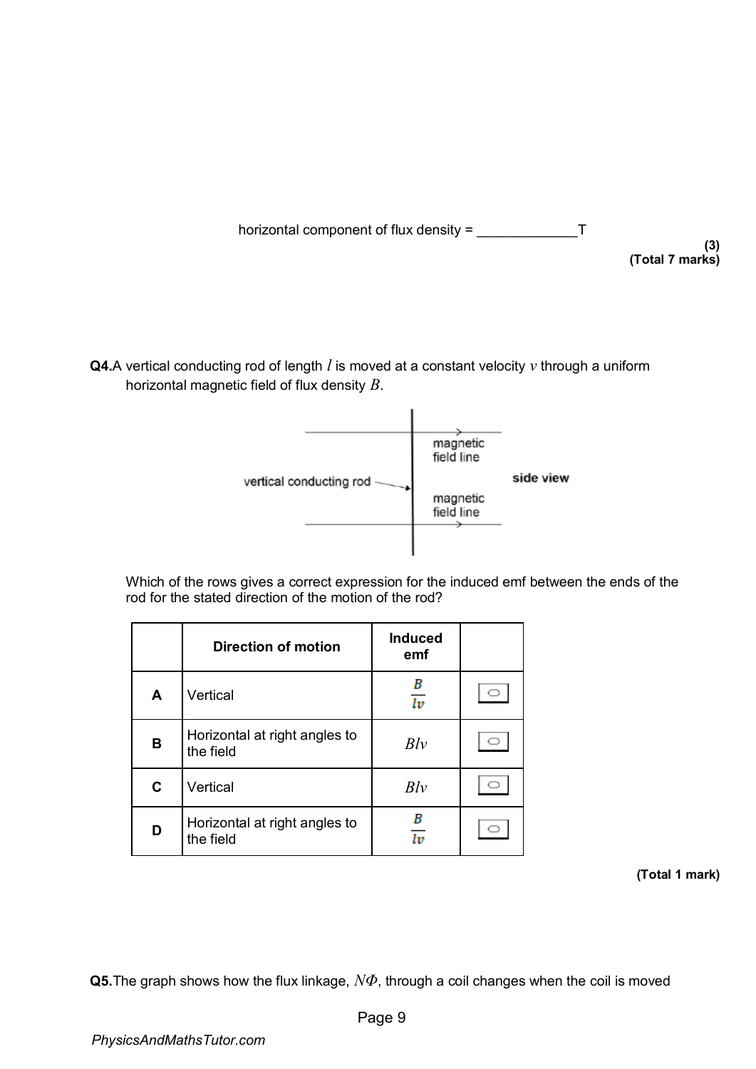horizontal component of flux density = _____________T

**(3)**
**(Total 7 marks)**

**Q4.** A vertical conducting rod of length $l$ is moved at a constant velocity $v$ through a uniform horizontal magnetic field of flux density $B$.

Which of the rows gives a correct expression for the induced emf between the ends of the rod for the stated direction of the motion of the rod?

| | Direction of motion | Induced emf | |
|---|---|---|---|
| **A** | Vertical | $\frac{B}{lv}$ | ☐ |
| **B** | Horizontal at right angles to the field | $Blv$ | ☐ |
| **C** | Vertical | $Blv$ | ☐ |
| **D** | Horizontal at right angles to the field | $\frac{B}{lv}$ | ☐ |

**(Total 1 mark)**

**Q5.** The graph shows how the flux linkage, $N\Phi$, through a coil changes when the coil is moved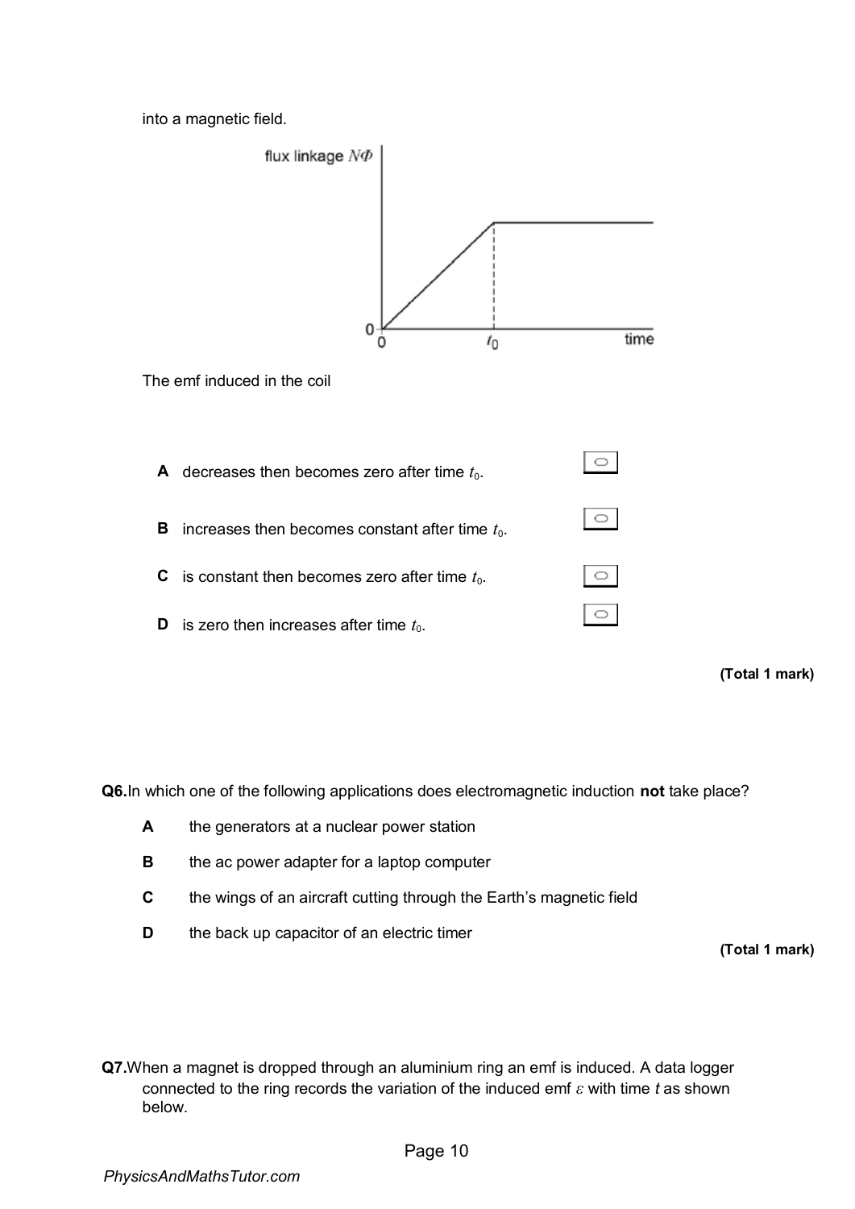into a magnetic field.

The emf induced in the coil

**A** decreases then becomes zero after time $t_0$.

**B** increases then becomes constant after time $t_0$.

**C** is constant then becomes zero after time $t_0$.

**D** is zero then increases after time $t_0$.

**(Total 1 mark)**

**Q6.** In which one of the following applications does electromagnetic induction **not** take place?

**A** the generators at a nuclear power station

**B** the ac power adapter for a laptop computer

**C** the wings of an aircraft cutting through the Earth's magnetic field

**D** the back up capacitor of an electric timer

**(Total 1 mark)**

**Q7.** When a magnet is dropped through an aluminium ring an emf is induced. A data logger connected to the ring records the variation of the induced emf $\varepsilon$ with time $t$ as shown below.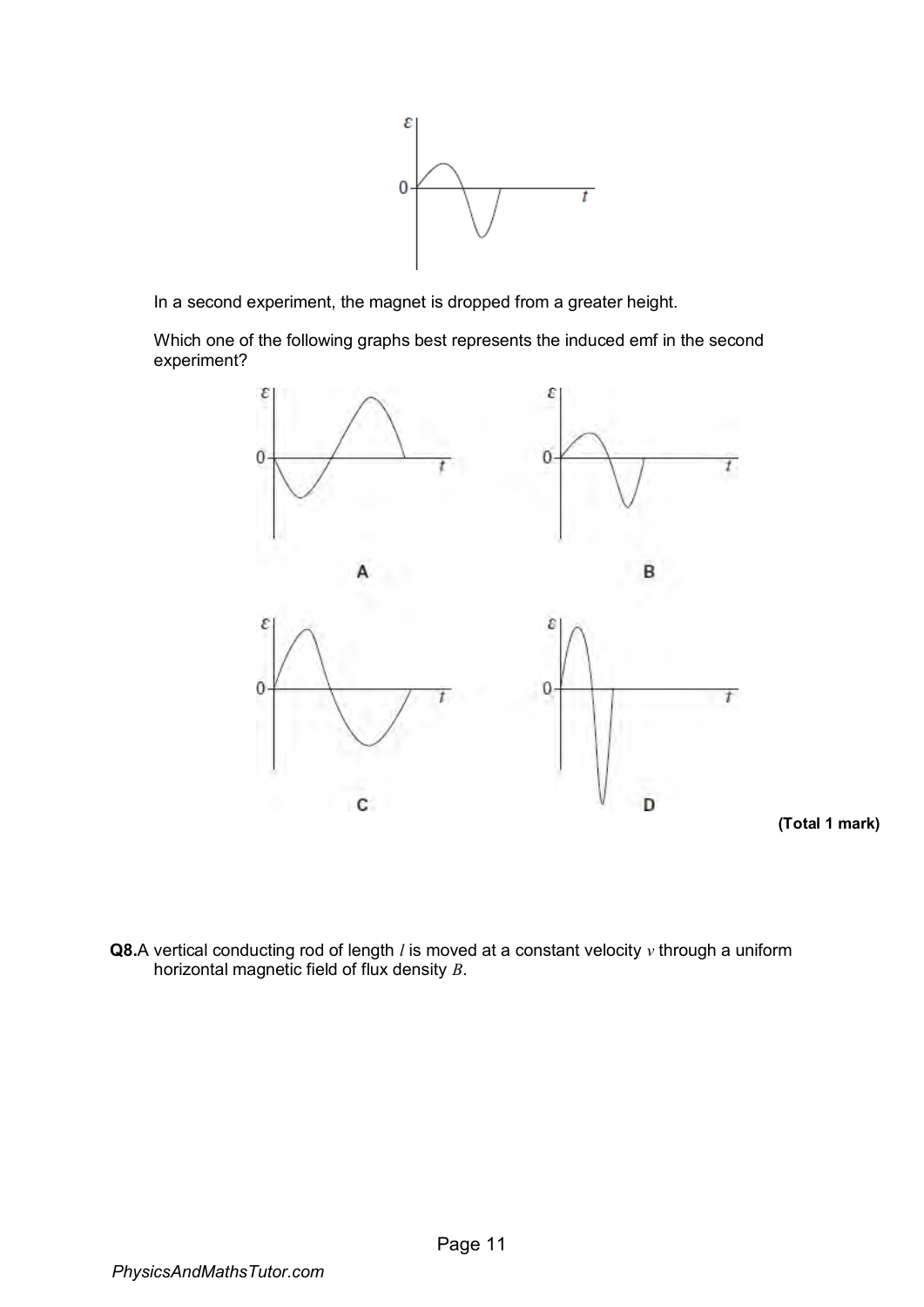In a second experiment, the magnet is dropped from a greater height.

Which one of the following graphs best represents the induced emf in the second experiment?

A

B

C

D

**(Total 1 mark)**

**Q8.** A vertical conducting rod of length $l$ is moved at a constant velocity $v$ through a uniform horizontal magnetic field of flux density $B$.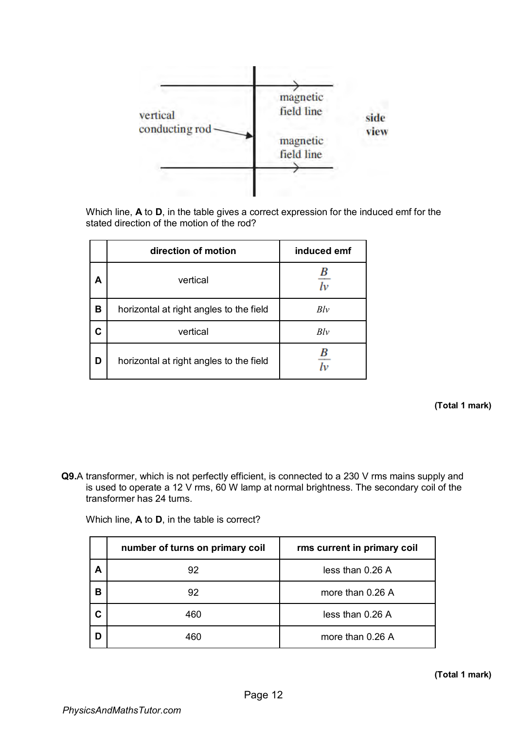Which line, **A** to **D**, in the table gives a correct expression for the induced emf for the stated direction of the motion of the rod?

| | direction of motion | induced emf |
|---|---|---|
| **A** | vertical | $\frac{B}{lv}$ |
| **B** | horizontal at right angles to the field | $Blv$ |
| **C** | vertical | $Blv$ |
| **D** | horizontal at right angles to the field | $\frac{B}{lv}$ |

**(Total 1 mark)**

**Q9.** A transformer, which is not perfectly efficient, is connected to a 230 V rms mains supply and is used to operate a 12 V rms, 60 W lamp at normal brightness. The secondary coil of the transformer has 24 turns.

Which line, **A** to **D**, in the table is correct?

| | number of turns on primary coil | rms current in primary coil |
|---|---|---|
| **A** | 92 | less than 0.26 A |
| **B** | 92 | more than 0.26 A |
| **C** | 460 | less than 0.26 A |
| **D** | 460 | more than 0.26 A |

**(Total 1 mark)**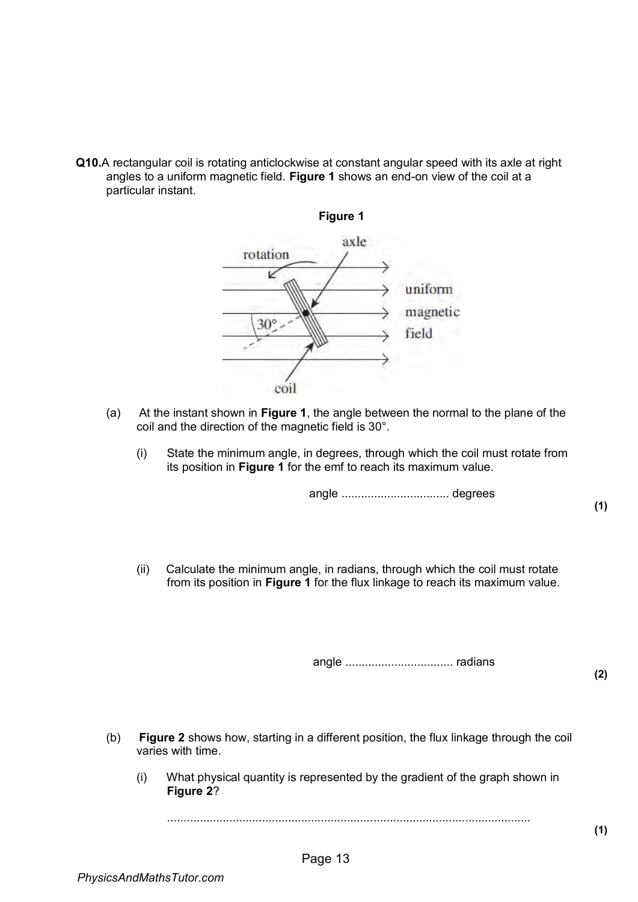**Q10.** A rectangular coil is rotating anticlockwise at constant angular speed with its axle at right angles to a uniform magnetic field. **Figure 1** shows an end-on view of the coil at a particular instant.

**Figure 1**

(a) At the instant shown in **Figure 1**, the angle between the normal to the plane of the coil and the direction of the magnetic field is 30°.

(i) State the minimum angle, in degrees, through which the coil must rotate from its position in **Figure 1** for the emf to reach its maximum value.

angle ................................. degrees

**(1)**

(ii) Calculate the minimum angle, in radians, through which the coil must rotate from its position in **Figure 1** for the flux linkage to reach its maximum value.

angle ................................. radians

**(2)**

(b) **Figure 2** shows how, starting in a different position, the flux linkage through the coil varies with time.

(i) What physical quantity is represented by the gradient of the graph shown in **Figure 2**?

...............................................................................................................

**(1)**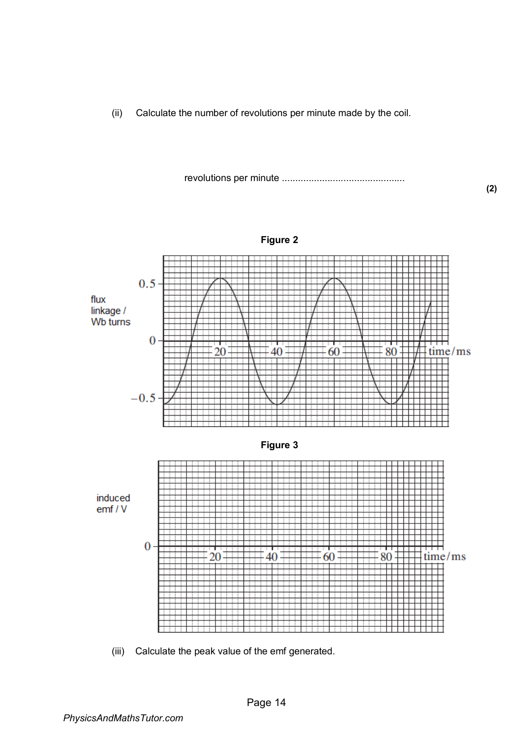(ii) Calculate the number of revolutions per minute made by the coil.

revolutions per minute .............................................

**(2)**

**Figure 2**

flux linkage / Wb turns

0.5

0

−0.5

20

40

60

80

time/ms

**Figure 3**

induced emf / V

0

20

40

60

80

time/ms

(iii) Calculate the peak value of the emf generated.